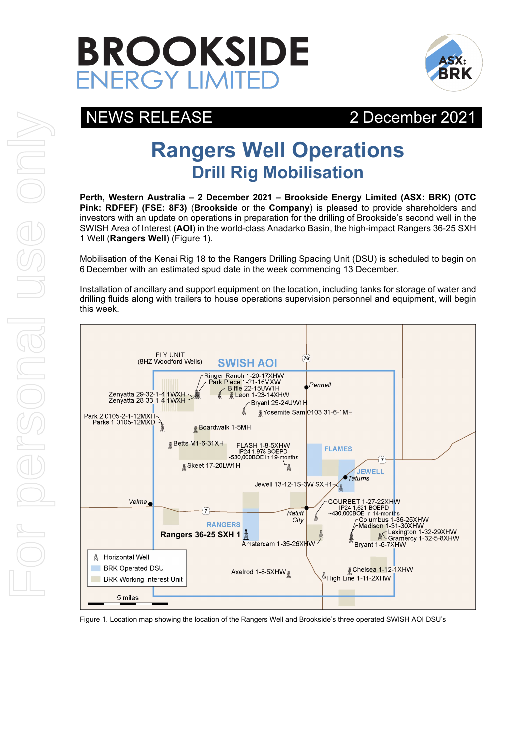# BROOKSIDE ENERGY LIMITED

NEWS RELEASE 2 December 2021

# Rangers Well Operations
## Drill Rig Mobilisation

**Perth, Western Australia – 2 December 2021 – Brookside Energy Limited (ASX: BRK) (OTC Pink: RDFEF) (FSE: 8F3)** (**Brookside** or the **Company**) is pleased to provide shareholders and investors with an update on operations in preparation for the drilling of Brookside's second well in the SWISH Area of Interest (**AOI**) in the world-class Anadarko Basin, the high-impact Rangers 36-25 SXH 1 Well (**Rangers Well**) (Figure 1).

Mobilisation of the Kenai Rig 18 to the Rangers Drilling Spacing Unit (DSU) is scheduled to begin on 6 December with an estimated spud date in the week commencing 13 December.

Installation of ancillary and support equipment on the location, including tanks for storage of water and drilling fluids along with trailers to house operations supervision personnel and equipment, will begin this week.

Figure 1. Location map showing the location of the Rangers Well and Brookside's three operated SWISH AOI DSU's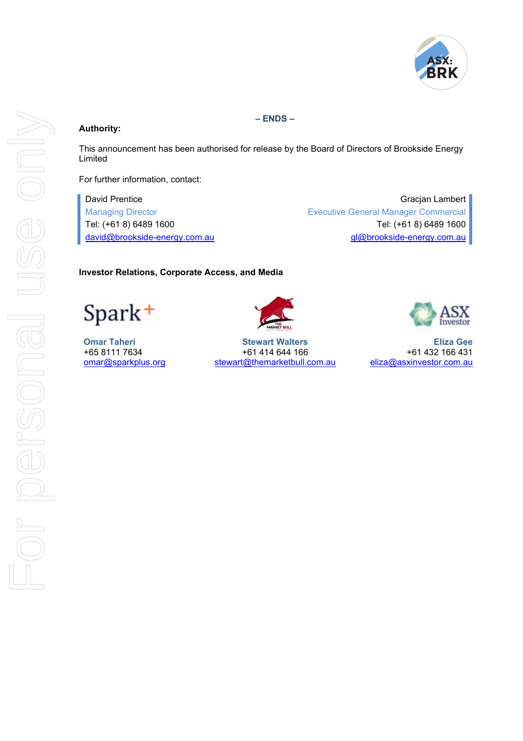**– ENDS –**

**Authority:**

This announcement has been authorised for release by the Board of Directors of Brookside Energy Limited

For further information, contact:

David Prentice
Managing Director
Tel: (+61 8) 6489 1600
david@brookside-energy.com.au

Gracjan Lambert
Executive General Manager Commercial
Tel: (+61 8) 6489 1600
gl@brookside-energy.com.au

**Investor Relations, Corporate Access, and Media**

**Omar Taheri**
+65 8111 7634
omar@sparkplus.org

**Stewart Walters**
+61 414 644 166
stewart@themarketbull.com.au

**Eliza Gee**
+61 432 166 431
eliza@asxinvestor.com.au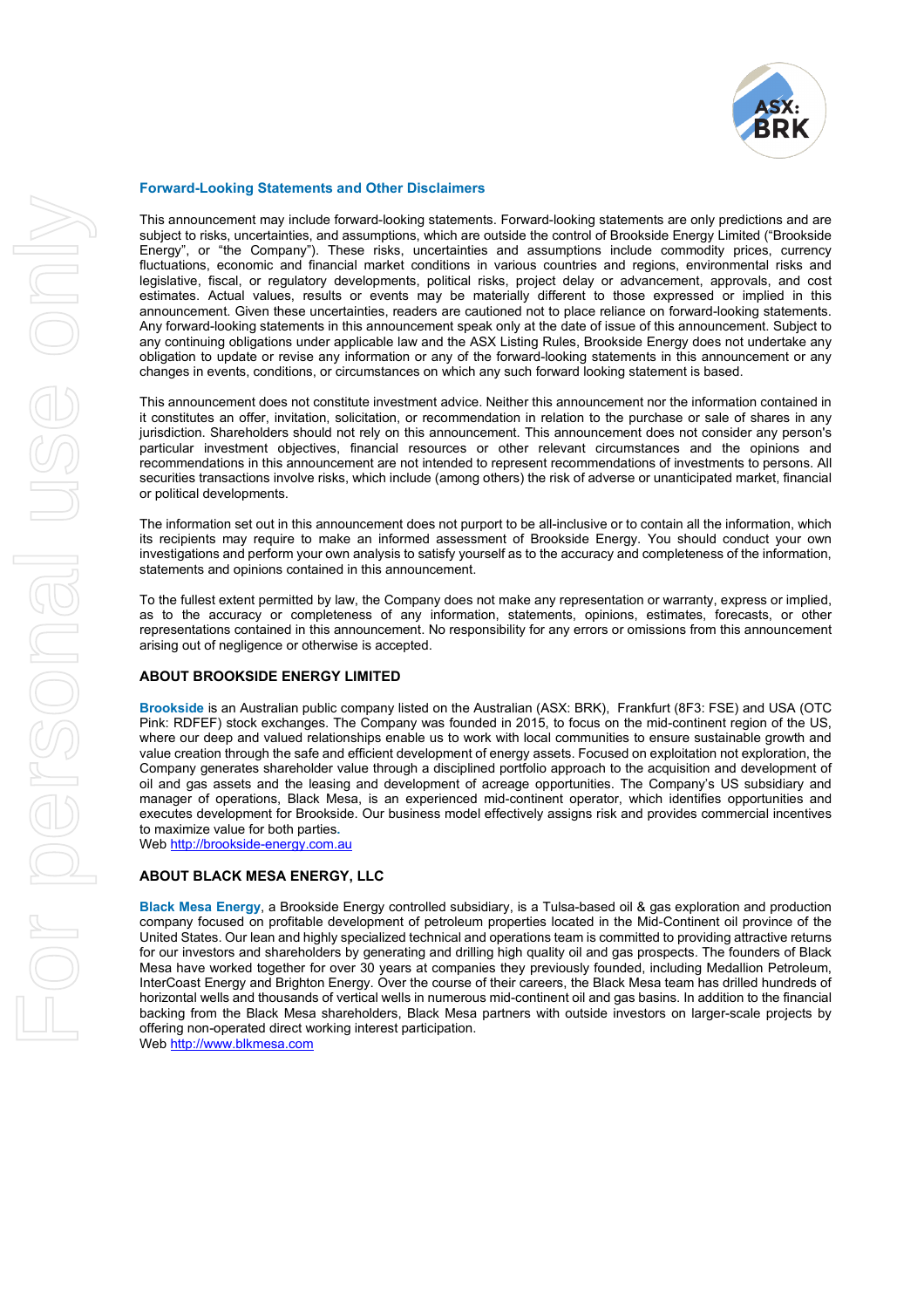## Forward-Looking Statements and Other Disclaimers

This announcement may include forward-looking statements. Forward-looking statements are only predictions and are subject to risks, uncertainties, and assumptions, which are outside the control of Brookside Energy Limited ("Brookside Energy", or "the Company"). These risks, uncertainties and assumptions include commodity prices, currency fluctuations, economic and financial market conditions in various countries and regions, environmental risks and legislative, fiscal, or regulatory developments, political risks, project delay or advancement, approvals, and cost estimates. Actual values, results or events may be materially different to those expressed or implied in this announcement. Given these uncertainties, readers are cautioned not to place reliance on forward-looking statements. Any forward-looking statements in this announcement speak only at the date of issue of this announcement. Subject to any continuing obligations under applicable law and the ASX Listing Rules, Brookside Energy does not undertake any obligation to update or revise any information or any of the forward-looking statements in this announcement or any changes in events, conditions, or circumstances on which any such forward looking statement is based.

This announcement does not constitute investment advice. Neither this announcement nor the information contained in it constitutes an offer, invitation, solicitation, or recommendation in relation to the purchase or sale of shares in any jurisdiction. Shareholders should not rely on this announcement. This announcement does not consider any person's particular investment objectives, financial resources or other relevant circumstances and the opinions and recommendations in this announcement are not intended to represent recommendations of investments to persons. All securities transactions involve risks, which include (among others) the risk of adverse or unanticipated market, financial or political developments.

The information set out in this announcement does not purport to be all-inclusive or to contain all the information, which its recipients may require to make an informed assessment of Brookside Energy. You should conduct your own investigations and perform your own analysis to satisfy yourself as to the accuracy and completeness of the information, statements and opinions contained in this announcement.

To the fullest extent permitted by law, the Company does not make any representation or warranty, express or implied, as to the accuracy or completeness of any information, statements, opinions, estimates, forecasts, or other representations contained in this announcement. No responsibility for any errors or omissions from this announcement arising out of negligence or otherwise is accepted.

### ABOUT BROOKSIDE ENERGY LIMITED

**Brookside** is an Australian public company listed on the Australian (ASX: BRK), Frankfurt (8F3: FSE) and USA (OTC Pink: RDFEF) stock exchanges. The Company was founded in 2015, to focus on the mid-continent region of the US, where our deep and valued relationships enable us to work with local communities to ensure sustainable growth and value creation through the safe and efficient development of energy assets. Focused on exploitation not exploration, the Company generates shareholder value through a disciplined portfolio approach to the acquisition and development of oil and gas assets and the leasing and development of acreage opportunities. The Company's US subsidiary and manager of operations, Black Mesa, is an experienced mid-continent operator, which identifies opportunities and executes development for Brookside. Our business model effectively assigns risk and provides commercial incentives to maximize value for both parties.
Web http://brookside-energy.com.au

### ABOUT BLACK MESA ENERGY, LLC

**Black Mesa Energy**, a Brookside Energy controlled subsidiary, is a Tulsa-based oil & gas exploration and production company focused on profitable development of petroleum properties located in the Mid-Continent oil province of the United States. Our lean and highly specialized technical and operations team is committed to providing attractive returns for our investors and shareholders by generating and drilling high quality oil and gas prospects. The founders of Black Mesa have worked together for over 30 years at companies they previously founded, including Medallion Petroleum, InterCoast Energy and Brighton Energy. Over the course of their careers, the Black Mesa team has drilled hundreds of horizontal wells and thousands of vertical wells in numerous mid-continent oil and gas basins. In addition to the financial backing from the Black Mesa shareholders, Black Mesa partners with outside investors on larger-scale projects by offering non-operated direct working interest participation.
Web http://www.blkmesa.com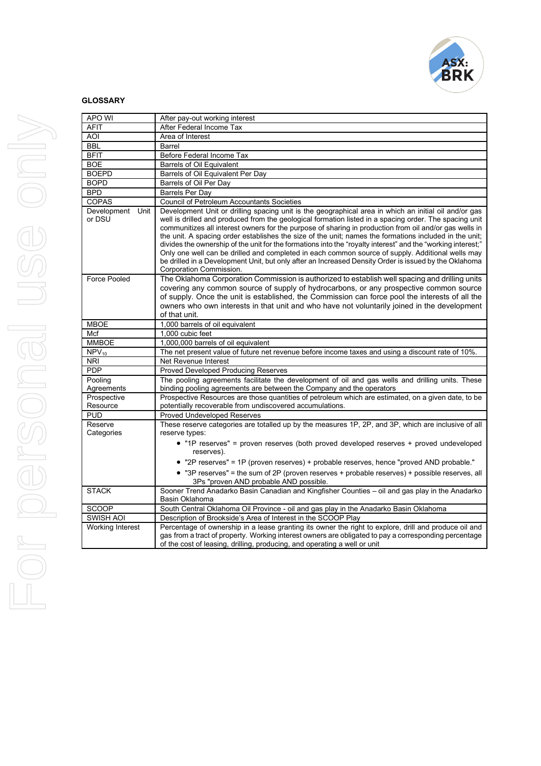## GLOSSARY

| | |
|---|---|
| APO WI | After pay-out working interest |
| AFIT | After Federal Income Tax |
| AOI | Area of Interest |
| BBL | Barrel |
| BFIT | Before Federal Income Tax |
| BOE | Barrels of Oil Equivalent |
| BOEPD | Barrels of Oil Equivalent Per Day |
| BOPD | Barrels of Oil Per Day |
| BPD | Barrels Per Day |
| COPAS | Council of Petroleum Accountants Societies |
| Development Unit or DSU | Development Unit or drilling spacing unit is the geographical area in which an initial oil and/or gas well is drilled and produced from the geological formation listed in a spacing order. The spacing unit communitizes all interest owners for the purpose of sharing in production from oil and/or gas wells in the unit. A spacing order establishes the size of the unit; names the formations included in the unit; divides the ownership of the unit for the formations into the "royalty interest" and the "working interest;" Only one well can be drilled and completed in each common source of supply. Additional wells may be drilled in a Development Unit, but only after an Increased Density Order is issued by the Oklahoma Corporation Commission. |
| Force Pooled | The Oklahoma Corporation Commission is authorized to establish well spacing and drilling units covering any common source of supply of hydrocarbons, or any prospective common source of supply. Once the unit is established, the Commission can force pool the interests of all the owners who own interests in that unit and who have not voluntarily joined in the development of that unit. |
| MBOE | 1,000 barrels of oil equivalent |
| Mcf | 1,000 cubic feet |
| MMBOE | 1,000,000 barrels of oil equivalent |
| $NPV_{10}$ | The net present value of future net revenue before income taxes and using a discount rate of 10%. |
| NRI | Net Revenue Interest |
| PDP | Proved Developed Producing Reserves |
| Pooling Agreements | The pooling agreements facilitate the development of oil and gas wells and drilling units. These binding pooling agreements are between the Company and the operators |
| Prospective Resource | Prospective Resources are those quantities of petroleum which are estimated, on a given date, to be potentially recoverable from undiscovered accumulations. |
| PUD | Proved Undeveloped Reserves |
| Reserve Categories | These reserve categories are totalled up by the measures 1P, 2P, and 3P, which are inclusive of all reserve types:<br>• "1P reserves" = proven reserves (both proved developed reserves + proved undeveloped reserves).<br>• "2P reserves" = 1P (proven reserves) + probable reserves, hence "proved AND probable."<br>• "3P reserves" = the sum of 2P (proven reserves + probable reserves) + possible reserves, all 3Ps "proven AND probable AND possible. |
| STACK | Sooner Trend Anadarko Basin Canadian and Kingfisher Counties – oil and gas play in the Anadarko Basin Oklahoma |
| SCOOP | South Central Oklahoma Oil Province - oil and gas play in the Anadarko Basin Oklahoma |
| SWISH AOI | Description of Brookside's Area of Interest in the SCOOP Play |
| Working Interest | Percentage of ownership in a lease granting its owner the right to explore, drill and produce oil and gas from a tract of property. Working interest owners are obligated to pay a corresponding percentage of the cost of leasing, drilling, producing, and operating a well or unit |